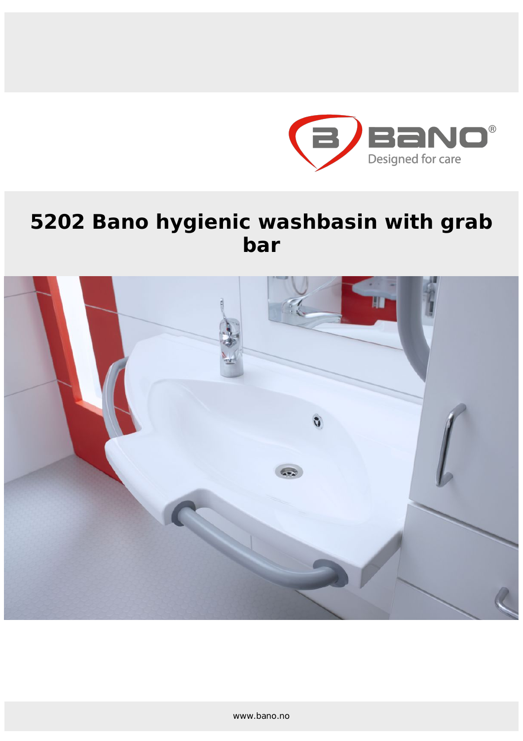# 5202 Bano hygienic washbasin with grab bar

www.bano.no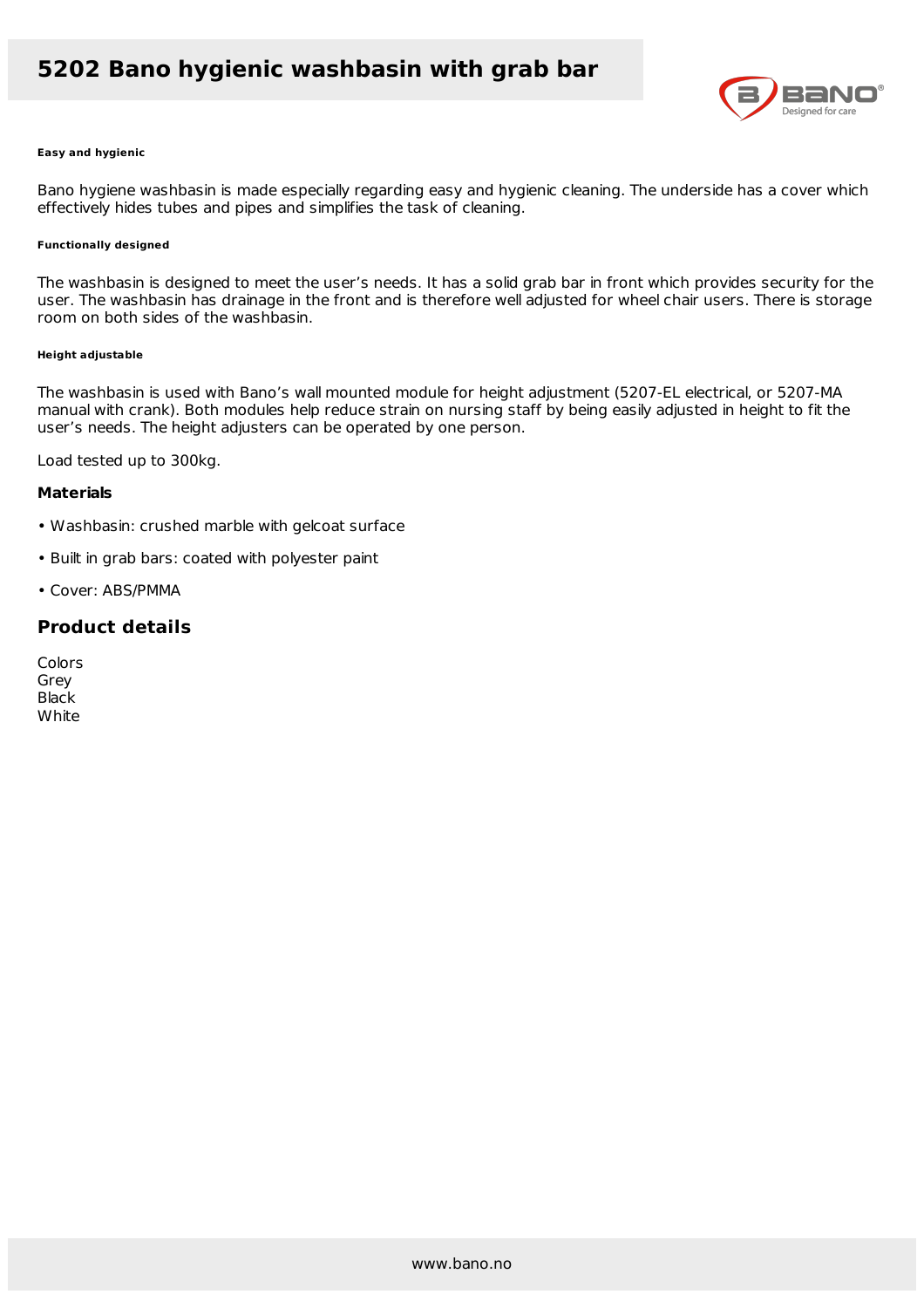# 5202 Bano hygienic washbasin with grab bar

#### Easy and hygienic

Bano hygiene washbasin is made especially regarding easy and hygienic cleaning. The underside has a cover which effectively hides tubes and pipes and simplifies the task of cleaning.

#### Functionally designed

The washbasin is designed to meet the user's needs. It has a solid grab bar in front which provides security for the user. The washbasin has drainage in the front and is therefore well adjusted for wheel chair users. There is storage room on both sides of the washbasin.

#### Height adjustable

The washbasin is used with Bano's wall mounted module for height adjustment (5207-EL electrical, or 5207-MA manual with crank). Both modules help reduce strain on nursing staff by being easily adjusted in height to fit the user's needs. The height adjusters can be operated by one person.

Load tested up to 300kg.

**Materials**

• Washbasin: crushed marble with gelcoat surface

• Built in grab bars: coated with polyester paint

• Cover: ABS/PMMA

## Product details

Colors
Grey
Black
White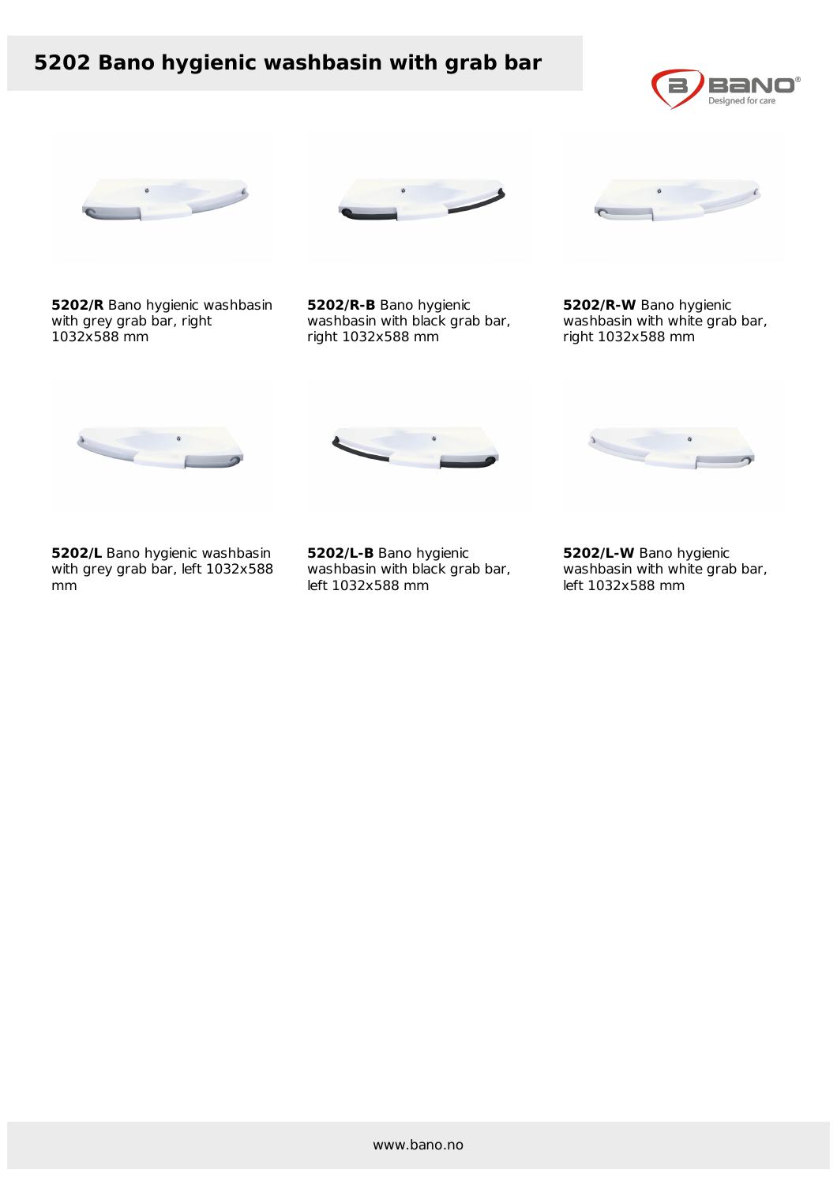# 5202 Bano hygienic washbasin with grab bar

**5202/R** Bano hygienic washbasin with grey grab bar, right 1032x588 mm

**5202/R-B** Bano hygienic washbasin with black grab bar, right 1032x588 mm

**5202/R-W** Bano hygienic washbasin with white grab bar, right 1032x588 mm

**5202/L** Bano hygienic washbasin with grey grab bar, left 1032x588 mm

**5202/L-B** Bano hygienic washbasin with black grab bar, left 1032x588 mm

**5202/L-W** Bano hygienic washbasin with white grab bar, left 1032x588 mm

www.bano.no